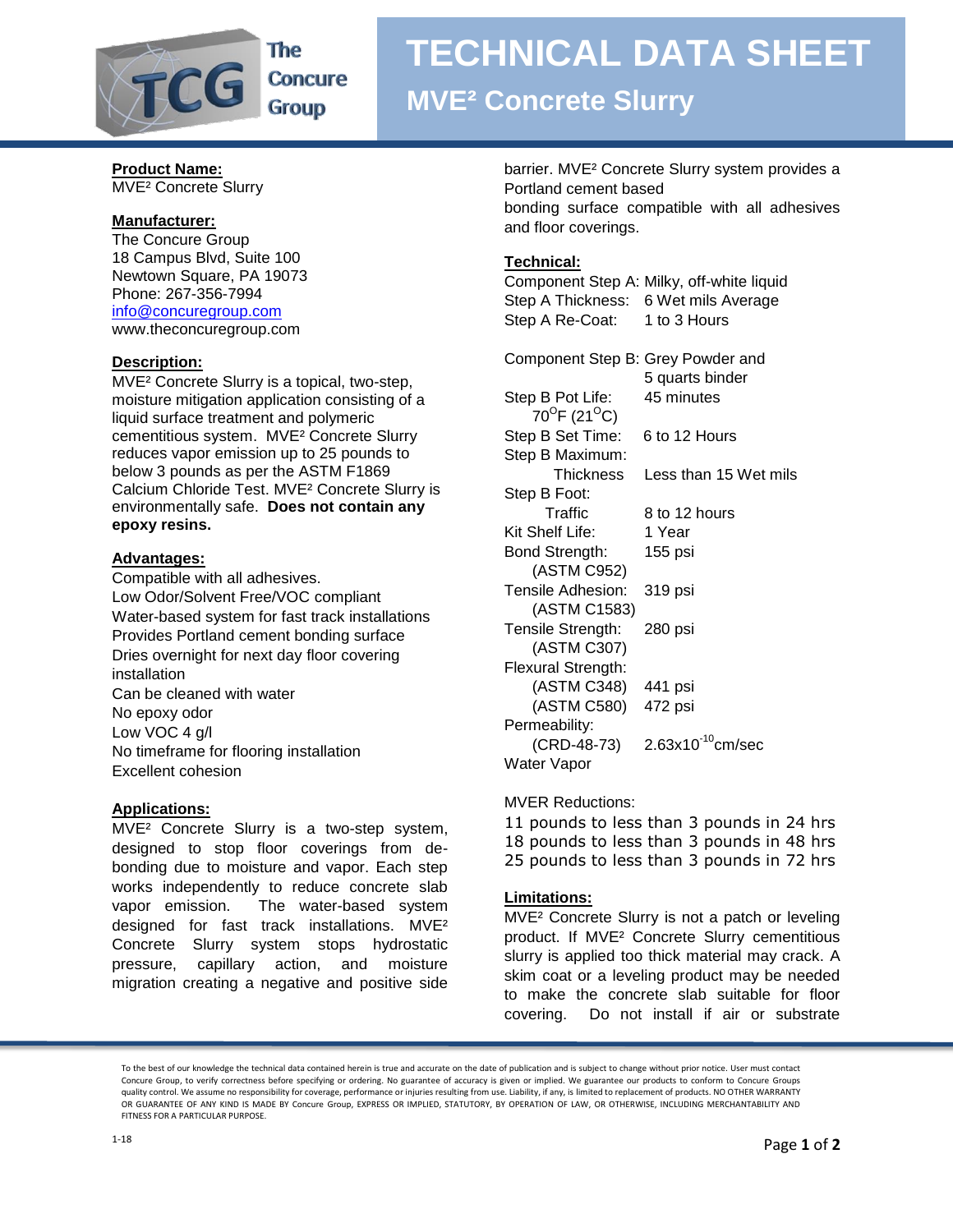# TECHNICAL DATA SHEET

## MVE² Concrete Slurry

**Product Name:**
MVE² Concrete Slurry

**Manufacturer:**
The Concure Group
18 Campus Blvd, Suite 100
Newtown Square, PA 19073
Phone: 267-356-7994
info@concuregroup.com
www.theconcuregroup.com

**Description:**
MVE² Concrete Slurry is a topical, two-step, moisture mitigation application consisting of a liquid surface treatment and polymeric cementitious system. MVE² Concrete Slurry reduces vapor emission up to 25 pounds to below 3 pounds as per the ASTM F1869 Calcium Chloride Test. MVE² Concrete Slurry is environmentally safe. **Does not contain any epoxy resins.**

**Advantages:**
Compatible with all adhesives.
Low Odor/Solvent Free/VOC compliant
Water-based system for fast track installations
Provides Portland cement bonding surface
Dries overnight for next day floor covering installation
Can be cleaned with water
No epoxy odor
Low VOC 4 g/l
No timeframe for flooring installation
Excellent cohesion

**Applications:**
MVE² Concrete Slurry is a two-step system, designed to stop floor coverings from de-bonding due to moisture and vapor. Each step works independently to reduce concrete slab vapor emission. The water-based system designed for fast track installations. MVE² Concrete Slurry system stops hydrostatic pressure, capillary action, and moisture migration creating a negative and positive side barrier. MVE² Concrete Slurry system provides a Portland cement based bonding surface compatible with all adhesives and floor coverings.

**Technical:**

| | |
|---|---|
| Component Step A: | Milky, off-white liquid |
| Step A Thickness: | 6 Wet mils Average |
| Step A Re-Coat: | 1 to 3 Hours |
| Component Step B: | Grey Powder and 5 quarts binder |
| Step B Pot Life: 70°F (21°C) | 45 minutes |
| Step B Set Time: | 6 to 12 Hours |
| Step B Maximum: Thickness | Less than 15 Wet mils |
| Step B Foot: Traffic | 8 to 12 hours |
| Kit Shelf Life: | 1 Year |
| Bond Strength: (ASTM C952) | 155 psi |
| Tensile Adhesion: (ASTM C1583) | 319 psi |
| Tensile Strength: (ASTM C307) | 280 psi |
| Flexural Strength: (ASTM C348) | 441 psi |
| (ASTM C580) | 472 psi |
| Permeability: (CRD-48-73) Water Vapor | $2.63 \times 10^{-10}$ cm/sec |

MVER Reductions:
11 pounds to less than 3 pounds in 24 hrs
18 pounds to less than 3 pounds in 48 hrs
25 pounds to less than 3 pounds in 72 hrs

**Limitations:**
MVE² Concrete Slurry is not a patch or leveling product. If MVE² Concrete Slurry cementitious slurry is applied too thick material may crack. A skim coat or a leveling product may be needed to make the concrete slab suitable for floor covering. Do not install if air or substrate

To the best of our knowledge the technical data contained herein is true and accurate on the date of publication and is subject to change without prior notice. User must contact Concure Group, to verify correctness before specifying or ordering. No guarantee of accuracy is given or implied. We guarantee our products to conform to Concure Groups quality control. We assume no responsibility for coverage, performance or injuries resulting from use. Liability, if any, is limited to replacement of products. NO OTHER WARRANTY OR GUARANTEE OF ANY KIND IS MADE BY Concure Group, EXPRESS OR IMPLIED, STATUTORY, BY OPERATION OF LAW, OR OTHERWISE, INCLUDING MERCHANTABILITY AND FITNESS FOR A PARTICULAR PURPOSE.

1-18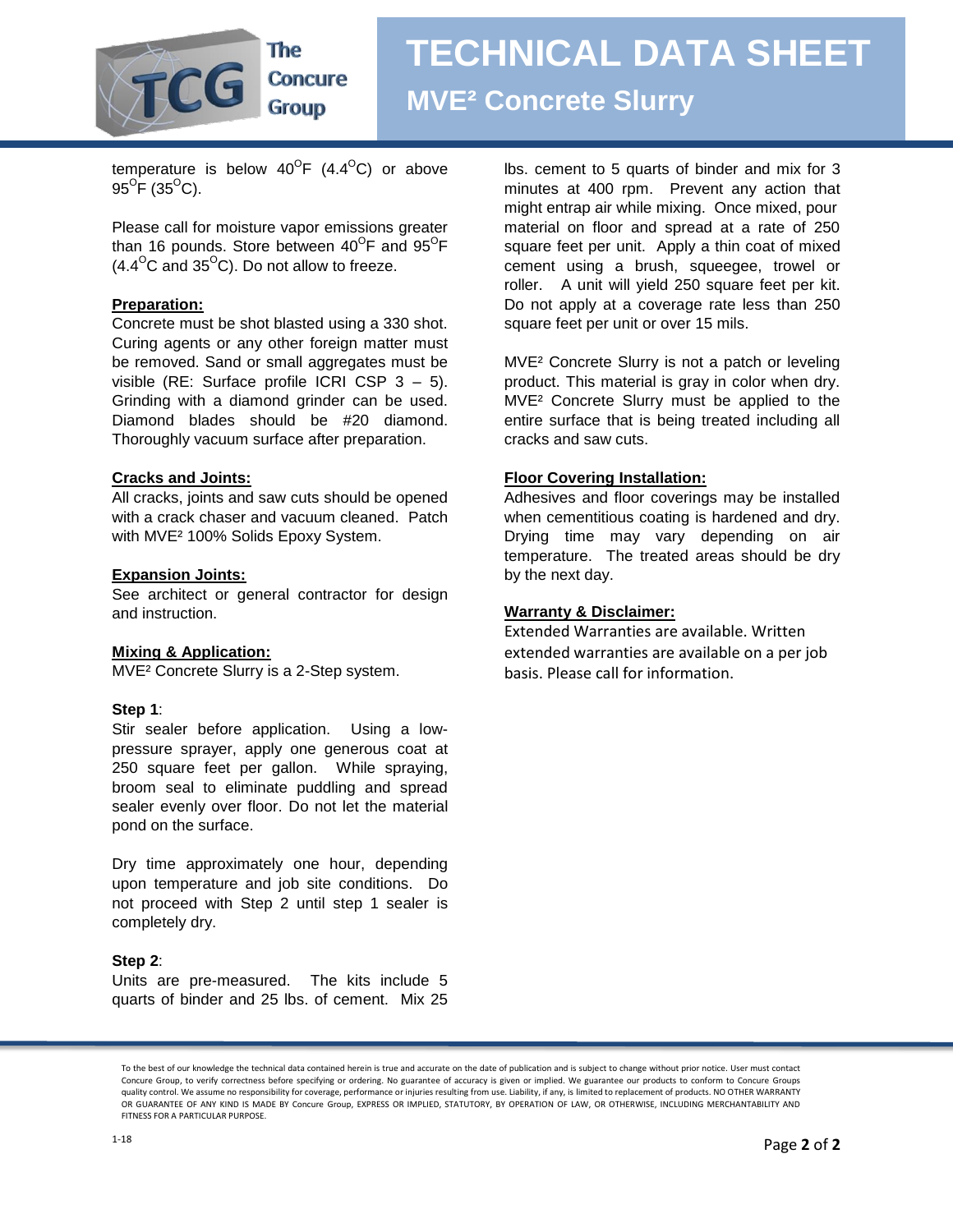temperature is below 40°F (4.4°C) or above 95°F (35°C).

Please call for moisture vapor emissions greater than 16 pounds. Store between 40°F and 95°F (4.4°C and 35°C). Do not allow to freeze.

**Preparation:**

Concrete must be shot blasted using a 330 shot. Curing agents or any other foreign matter must be removed. Sand or small aggregates must be visible (RE: Surface profile ICRI CSP 3 – 5). Grinding with a diamond grinder can be used. Diamond blades should be #20 diamond. Thoroughly vacuum surface after preparation.

**Cracks and Joints:**

All cracks, joints and saw cuts should be opened with a crack chaser and vacuum cleaned. Patch with MVE² 100% Solids Epoxy System.

**Expansion Joints:**

See architect or general contractor for design and instruction.

**Mixing & Application:**

MVE² Concrete Slurry is a 2-Step system.

**Step 1**:

Stir sealer before application. Using a low-pressure sprayer, apply one generous coat at 250 square feet per gallon. While spraying, broom seal to eliminate puddling and spread sealer evenly over floor. Do not let the material pond on the surface.

Dry time approximately one hour, depending upon temperature and job site conditions. Do not proceed with Step 2 until step 1 sealer is completely dry.

**Step 2**:

Units are pre-measured. The kits include 5 quarts of binder and 25 lbs. of cement. Mix 25 lbs. cement to 5 quarts of binder and mix for 3 minutes at 400 rpm. Prevent any action that might entrap air while mixing. Once mixed, pour material on floor and spread at a rate of 250 square feet per unit. Apply a thin coat of mixed cement using a brush, squeegee, trowel or roller. A unit will yield 250 square feet per kit. Do not apply at a coverage rate less than 250 square feet per unit or over 15 mils.

MVE² Concrete Slurry is not a patch or leveling product. This material is gray in color when dry. MVE² Concrete Slurry must be applied to the entire surface that is being treated including all cracks and saw cuts.

**Floor Covering Installation:**

Adhesives and floor coverings may be installed when cementitious coating is hardened and dry. Drying time may vary depending on air temperature. The treated areas should be dry by the next day.

**Warranty & Disclaimer:**

Extended Warranties are available. Written extended warranties are available on a per job basis. Please call for information.

To the best of our knowledge the technical data contained herein is true and accurate on the date of publication and is subject to change without prior notice. User must contact Concure Group, to verify correctness before specifying or ordering. No guarantee of accuracy is given or implied. We guarantee our products to conform to Concure Groups quality control. We assume no responsibility for coverage, performance or injuries resulting from use. Liability, if any, is limited to replacement of products. NO OTHER WARRANTY OR GUARANTEE OF ANY KIND IS MADE BY Concure Group, EXPRESS OR IMPLIED, STATUTORY, BY OPERATION OF LAW, OR OTHERWISE, INCLUDING MERCHANTABILITY AND FITNESS FOR A PARTICULAR PURPOSE.

1-18